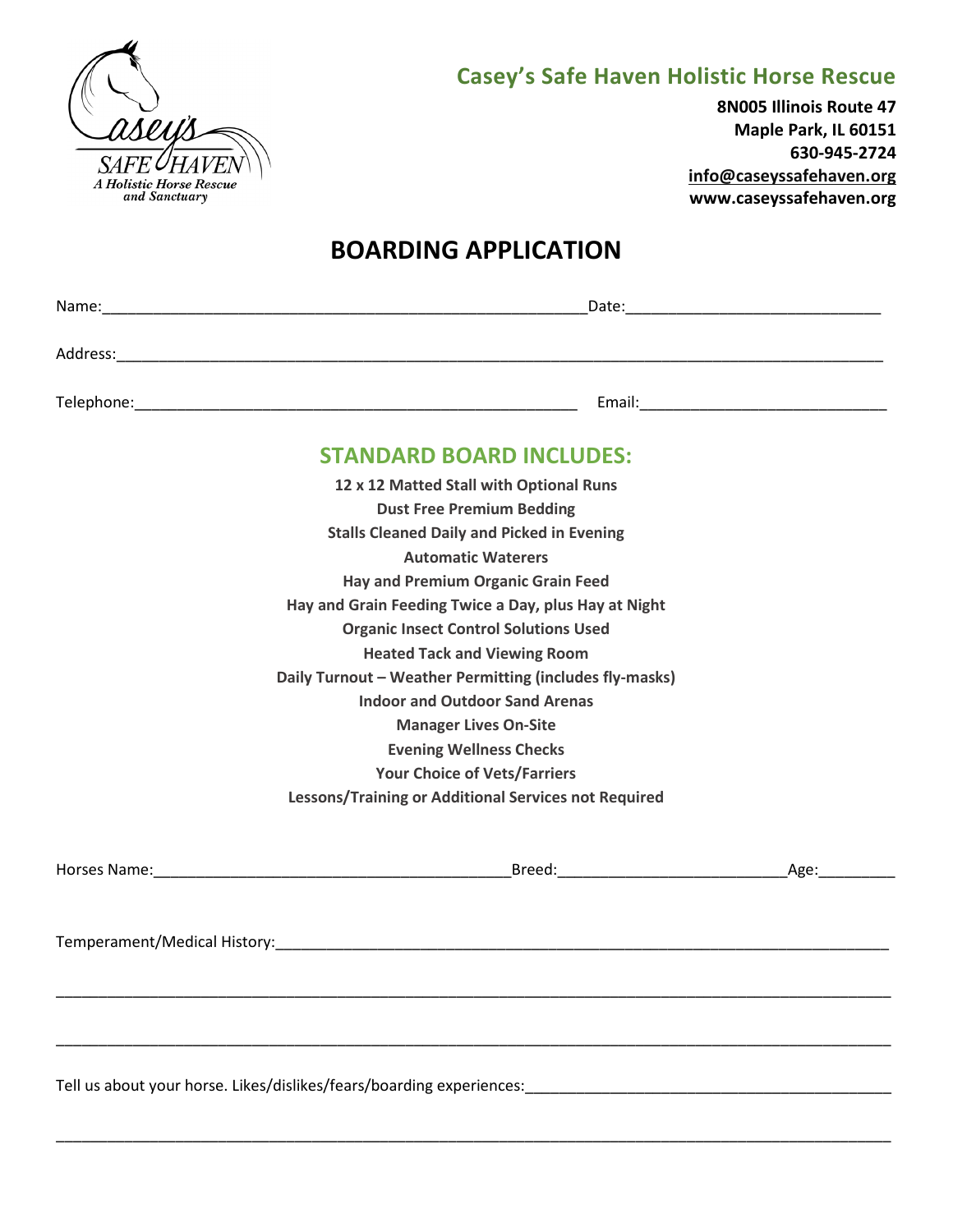## Casey's Safe Haven Holistic Horse Rescue

**8N005 Illinois Route 47**
**Maple Park, IL 60151**
**630-945-2724**
**info@caseyssafehaven.org**
**www.caseyssafehaven.org**

# BOARDING APPLICATION

Name:_________________________________________________________ Date:____________________________

Address:___________________________________________________________________________________________

Telephone:___________________________________________________ Email:____________________________

## STANDARD BOARD INCLUDES:

**12 x 12 Matted Stall with Optional Runs**
**Dust Free Premium Bedding**
**Stalls Cleaned Daily and Picked in Evening**
**Automatic Waterers**
**Hay and Premium Organic Grain Feed**
**Hay and Grain Feeding Twice a Day, plus Hay at Night**
**Organic Insect Control Solutions Used**
**Heated Tack and Viewing Room**
**Daily Turnout – Weather Permitting (includes fly-masks)**
**Indoor and Outdoor Sand Arenas**
**Manager Lives On-Site**
**Evening Wellness Checks**
**Your Choice of Vets/Farriers**
**Lessons/Training or Additional Services not Required**

Horses Name:________________________________________ Breed:__________________________ Age:_________

Temperament/Medical History:__________________________________________________________________________

______________________________________________________________________________________________________

______________________________________________________________________________________________________

Tell us about your horse. Likes/dislikes/fears/boarding experiences:___________________________________________

______________________________________________________________________________________________________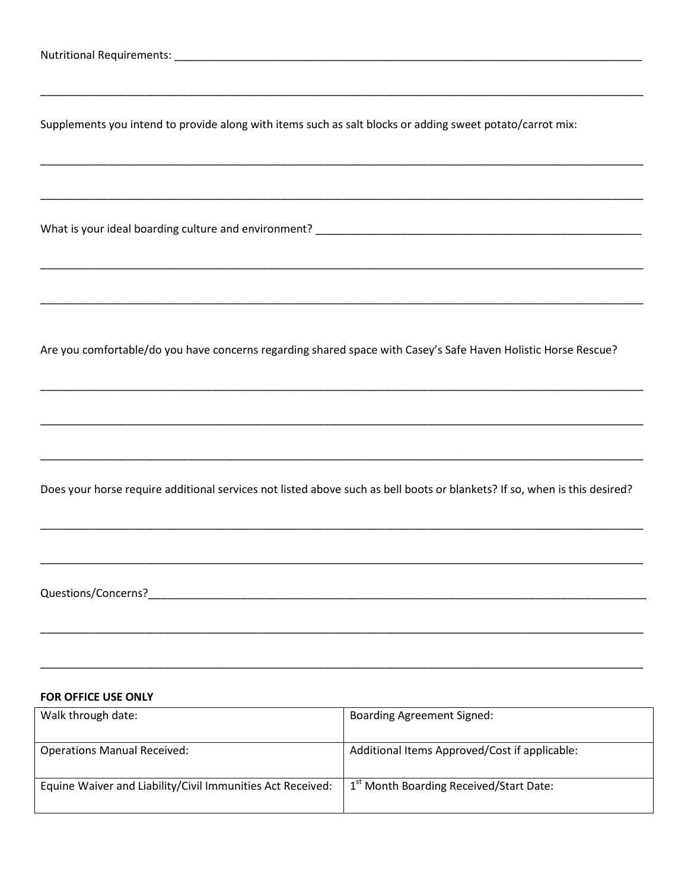Nutritional Requirements: ______________________________________________________________________________

_____________________________________________________________________________________________________

Supplements you intend to provide along with items such as salt blocks or adding sweet potato/carrot mix:

_____________________________________________________________________________________________________

_____________________________________________________________________________________________________

What is your ideal boarding culture and environment? _____________________________________________________

_____________________________________________________________________________________________________

_____________________________________________________________________________________________________

Are you comfortable/do you have concerns regarding shared space with Casey's Safe Haven Holistic Horse Rescue?

_____________________________________________________________________________________________________

_____________________________________________________________________________________________________

_____________________________________________________________________________________________________

Does your horse require additional services not listed above such as bell boots or blankets? If so, when is this desired?

_____________________________________________________________________________________________________

_____________________________________________________________________________________________________

Questions/Concerns?___________________________________________________________________________________

_____________________________________________________________________________________________________

_____________________________________________________________________________________________________

**FOR OFFICE USE ONLY**

| | |
|---|---|
| Walk through date: | Boarding Agreement Signed: |
| Operations Manual Received: | Additional Items Approved/Cost if applicable: |
| Equine Waiver and Liability/Civil Immunities Act Received: | 1st Month Boarding Received/Start Date: |